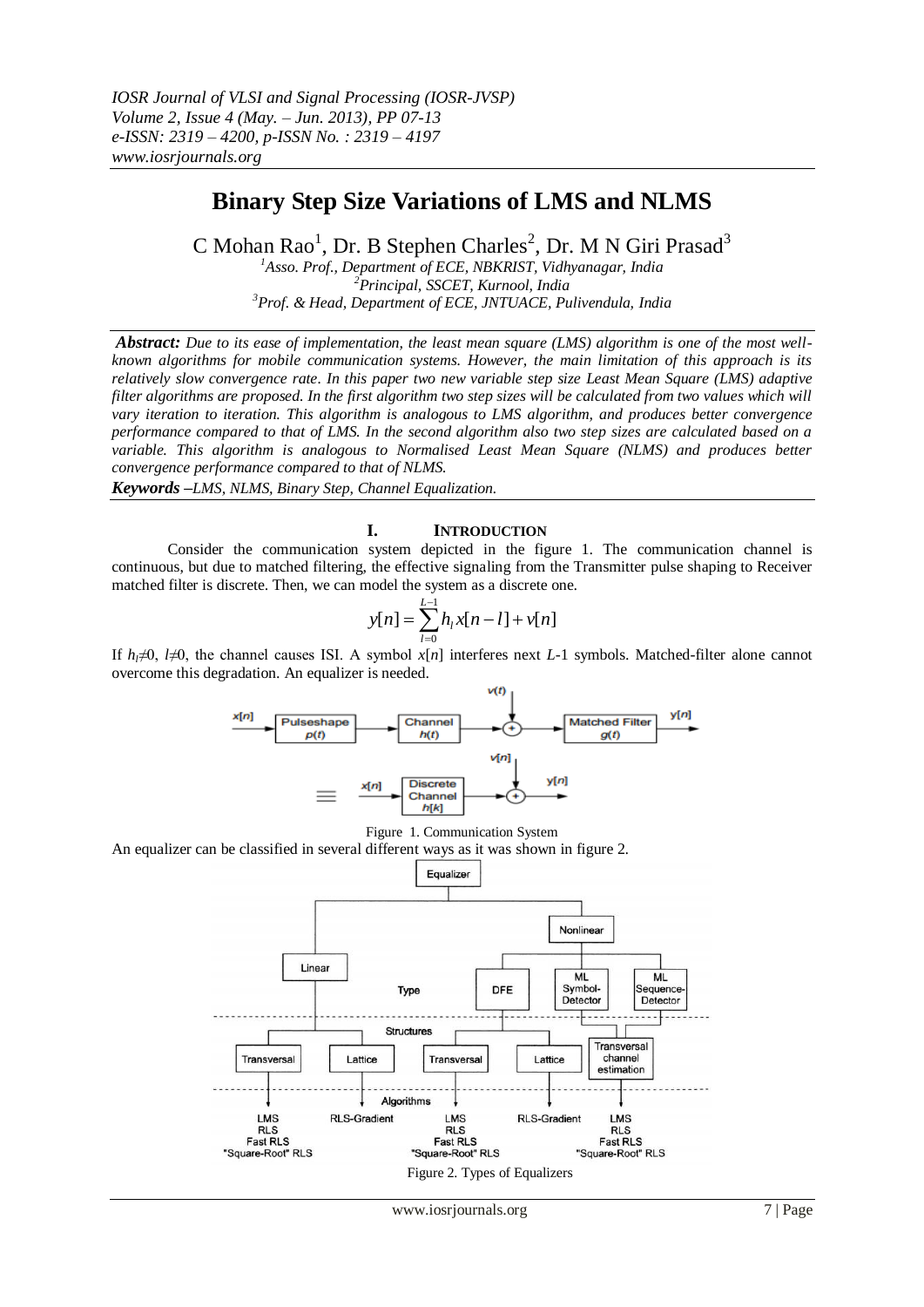*IOSR Journal of VLSI and Signal Processing (IOSR-JVSP)*
*Volume 2, Issue 4 (May. – Jun. 2013), PP 07-13*
*e-ISSN: 2319 – 4200, p-ISSN No. : 2319 – 4197*
*www.iosrjournals.org*

# Binary Step Size Variations of LMS and NLMS

C Mohan Rao[1], Dr. B Stephen Charles[2], Dr. M N Giri Prasad[3]

[1]*Asso. Prof., Department of ECE, NBKRIST, Vidhyanagar, India*
[2]*Principal, SSCET, Kurnool, India*
[3]*Prof. & Head, Department of ECE, JNTUACE, Pulivendula, India*

***Abstract:*** *Due to its ease of implementation, the least mean square (LMS) algorithm is one of the most well-known algorithms for mobile communication systems. However, the main limitation of this approach is its relatively slow convergence rate. In this paper two new variable step size Least Mean Square (LMS) adaptive filter algorithms are proposed. In the first algorithm two step sizes will be calculated from two values which will vary iteration to iteration. This algorithm is analogous to LMS algorithm, and produces better convergence performance compared to that of LMS. In the second algorithm also two step sizes are calculated based on a variable. This algorithm is analogous to Normalised Least Mean Square (NLMS) and produces better convergence performance compared to that of NLMS.*

***Keywords*** *–LMS, NLMS, Binary Step, Channel Equalization.*

## I. INTRODUCTION

Consider the communication system depicted in the figure 1. The communication channel is continuous, but due to matched filtering, the effective signaling from the Transmitter pulse shaping to Receiver matched filter is discrete. Then, we can model the system as a discrete one.

$$y[n] = \sum_{l=0}^{L-1} h_l x[n-l] + v[n]$$

If $h_l \neq 0$, $l \neq 0$, the channel causes ISI. A symbol $x[n]$ interferes next $L$-1 symbols. Matched-filter alone cannot overcome this degradation. An equalizer is needed.

Figure 1. Communication System

An equalizer can be classified in several different ways as it was shown in figure 2.

Figure 2. Types of Equalizers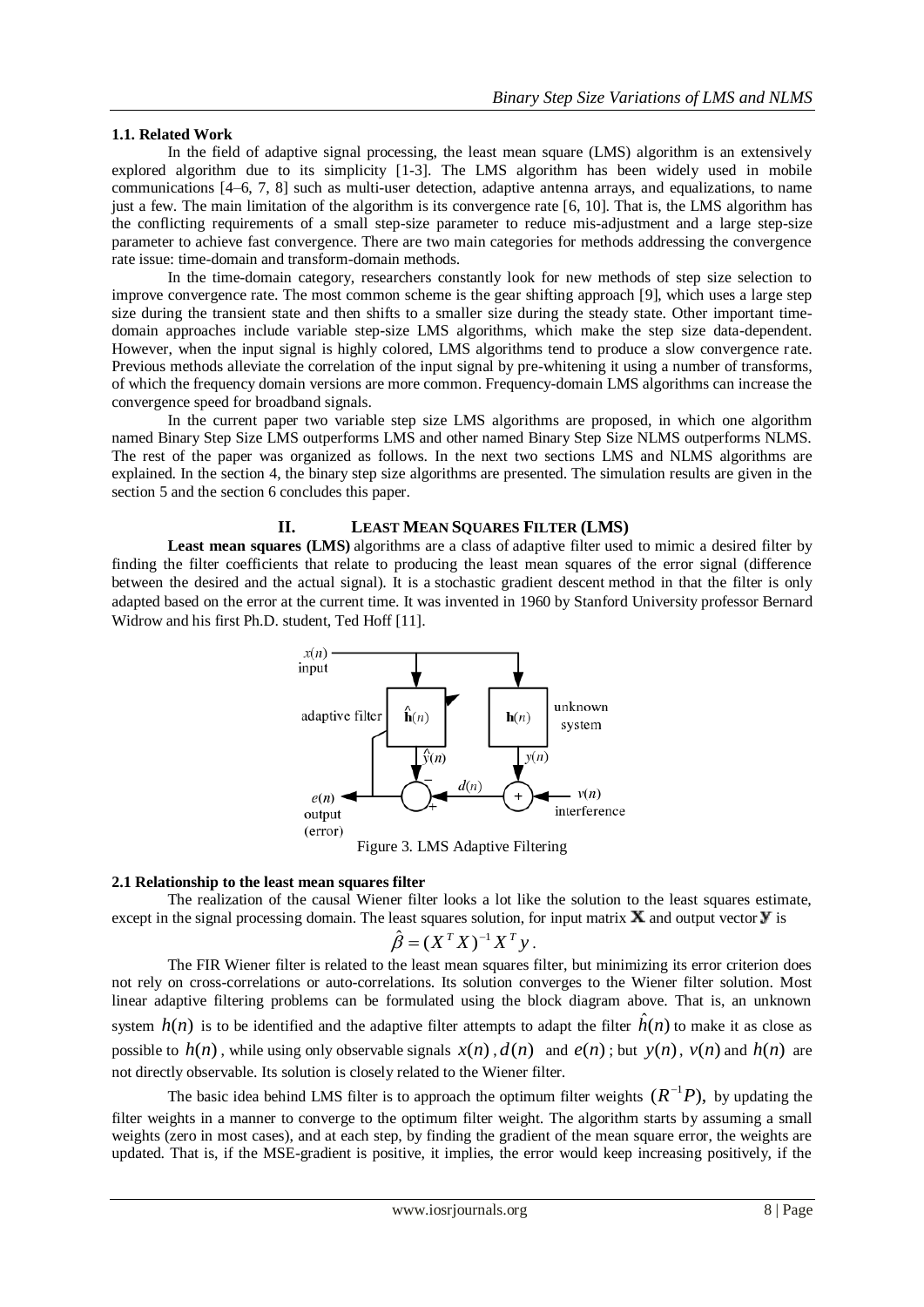### 1.1. Related Work

In the field of adaptive signal processing, the least mean square (LMS) algorithm is an extensively explored algorithm due to its simplicity [1-3]. The LMS algorithm has been widely used in mobile communications [4–6, 7, 8] such as multi-user detection, adaptive antenna arrays, and equalizations, to name just a few. The main limitation of the algorithm is its convergence rate [6, 10]. That is, the LMS algorithm has the conflicting requirements of a small step-size parameter to reduce mis-adjustment and a large step-size parameter to achieve fast convergence. There are two main categories for methods addressing the convergence rate issue: time-domain and transform-domain methods.

In the time-domain category, researchers constantly look for new methods of step size selection to improve convergence rate. The most common scheme is the gear shifting approach [9], which uses a large step size during the transient state and then shifts to a smaller size during the steady state. Other important time-domain approaches include variable step-size LMS algorithms, which make the step size data-dependent. However, when the input signal is highly colored, LMS algorithms tend to produce a slow convergence rate. Previous methods alleviate the correlation of the input signal by pre-whitening it using a number of transforms, of which the frequency domain versions are more common. Frequency-domain LMS algorithms can increase the convergence speed for broadband signals.

In the current paper two variable step size LMS algorithms are proposed, in which one algorithm named Binary Step Size LMS outperforms LMS and other named Binary Step Size NLMS outperforms NLMS. The rest of the paper was organized as follows. In the next two sections LMS and NLMS algorithms are explained. In the section 4, the binary step size algorithms are presented. The simulation results are given in the section 5 and the section 6 concludes this paper.

## II. LEAST MEAN SQUARES FILTER (LMS)

**Least mean squares (LMS)** algorithms are a class of adaptive filter used to mimic a desired filter by finding the filter coefficients that relate to producing the least mean squares of the error signal (difference between the desired and the actual signal). It is a stochastic gradient descent method in that the filter is only adapted based on the error at the current time. It was invented in 1960 by Stanford University professor Bernard Widrow and his first Ph.D. student, Ted Hoff [11].

Figure 3. LMS Adaptive Filtering

### 2.1 Relationship to the least mean squares filter

The realization of the causal Wiener filter looks a lot like the solution to the least squares estimate, except in the signal processing domain. The least squares solution, for input matrix $\mathbf{X}$ and output vector $\mathbf{y}$ is

$$\hat{\beta} = (X^T X)^{-1} X^T y .$$

The FIR Wiener filter is related to the least mean squares filter, but minimizing its error criterion does not rely on cross-correlations or auto-correlations. Its solution converges to the Wiener filter solution. Most linear adaptive filtering problems can be formulated using the block diagram above. That is, an unknown system $h(n)$ is to be identified and the adaptive filter attempts to adapt the filter $\hat{h}(n)$ to make it as close as possible to $h(n)$, while using only observable signals $x(n)$, $d(n)$ and $e(n)$; but $y(n)$, $v(n)$ and $h(n)$ are not directly observable. Its solution is closely related to the Wiener filter.

The basic idea behind LMS filter is to approach the optimum filter weights $(R^{-1}P)$, by updating the filter weights in a manner to converge to the optimum filter weight. The algorithm starts by assuming a small weights (zero in most cases), and at each step, by finding the gradient of the mean square error, the weights are updated. That is, if the MSE-gradient is positive, it implies, the error would keep increasing positively, if the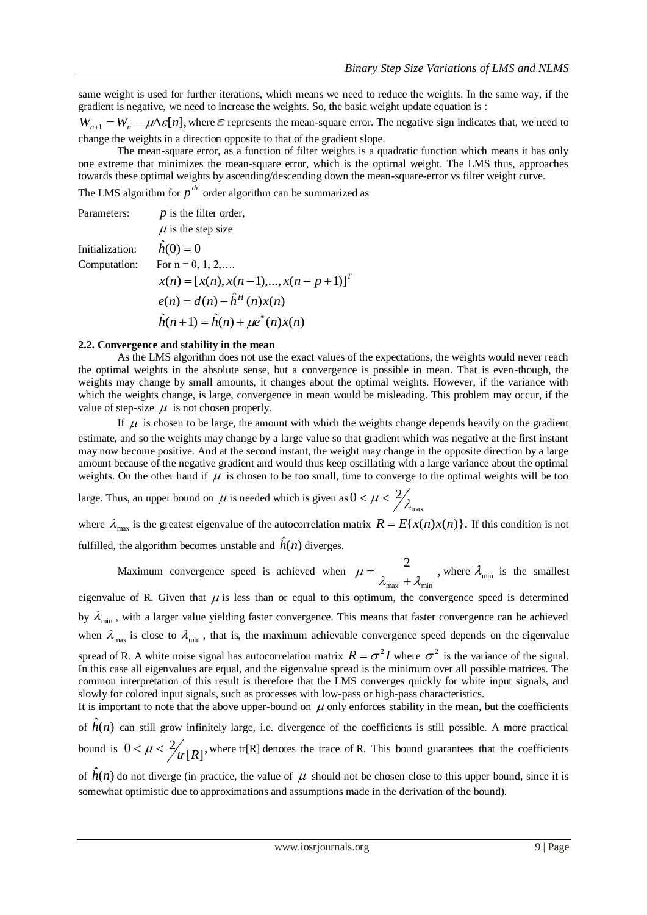same weight is used for further iterations, which means we need to reduce the weights. In the same way, if the gradient is negative, we need to increase the weights. So, the basic weight update equation is :

$W_{n+1} = W_n - \mu \Delta \varepsilon[n]$, where $\varepsilon$ represents the mean-square error. The negative sign indicates that, we need to change the weights in a direction opposite to that of the gradient slope.

The mean-square error, as a function of filter weights is a quadratic function which means it has only one extreme that minimizes the mean-square error, which is the optimal weight. The LMS thus, approaches towards these optimal weights by ascending/descending down the mean-square-error vs filter weight curve.

The LMS algorithm for $p^{th}$ order algorithm can be summarized as

Parameters: $p$ is the filter order,

$\mu$ is the step size

Initialization: $\hat{h}(0) = 0$

Computation: For n = 0, 1, 2,….

$$x(n) = [x(n), x(n-1), ..., x(n-p+1)]^T$$

$$e(n) = d(n) - \hat{h}^H(n)x(n)$$

$$\hat{h}(n+1) = \hat{h}(n) + \mu e^*(n)x(n)$$

### 2.2. Convergence and stability in the mean

As the LMS algorithm does not use the exact values of the expectations, the weights would never reach the optimal weights in the absolute sense, but a convergence is possible in mean. That is even-though, the weights may change by small amounts, it changes about the optimal weights. However, if the variance with which the weights change, is large, convergence in mean would be misleading. This problem may occur, if the value of step-size $\mu$ is not chosen properly.

If $\mu$ is chosen to be large, the amount with which the weights change depends heavily on the gradient estimate, and so the weights may change by a large value so that gradient which was negative at the first instant may now become positive. And at the second instant, the weight may change in the opposite direction by a large amount because of the negative gradient and would thus keep oscillating with a large variance about the optimal weights. On the other hand if $\mu$ is chosen to be too small, time to converge to the optimal weights will be too large. Thus, an upper bound on $\mu$ is needed which is given as $0 < \mu < 2/\lambda_{\max}$

where $\lambda_{\max}$ is the greatest eigenvalue of the autocorrelation matrix $R = E\{x(n)x(n)\}$. If this condition is not fulfilled, the algorithm becomes unstable and $\hat{h}(n)$ diverges.

Maximum convergence speed is achieved when $\mu = \dfrac{2}{\lambda_{\max} + \lambda_{\min}}$, where $\lambda_{\min}$ is the smallest eigenvalue of R. Given that $\mu$ is less than or equal to this optimum, the convergence speed is determined by $\lambda_{\min}$, with a larger value yielding faster convergence. This means that faster convergence can be achieved when $\lambda_{\max}$ is close to $\lambda_{\min}$, that is, the maximum achievable convergence speed depends on the eigenvalue spread of R. A white noise signal has autocorrelation matrix $R = \sigma^2 I$ where $\sigma^2$ is the variance of the signal. In this case all eigenvalues are equal, and the eigenvalue spread is the minimum over all possible matrices. The common interpretation of this result is therefore that the LMS converges quickly for white input signals, and slowly for colored input signals, such as processes with low-pass or high-pass characteristics.

It is important to note that the above upper-bound on $\mu$ only enforces stability in the mean, but the coefficients of $\hat{h}(n)$ can still grow infinitely large, i.e. divergence of the coefficients is still possible. A more practical bound is $0 < \mu < 2/tr[R]$, where tr[R] denotes the trace of R. This bound guarantees that the coefficients of $\hat{h}(n)$ do not diverge (in practice, the value of $\mu$ should not be chosen close to this upper bound, since it is somewhat optimistic due to approximations and assumptions made in the derivation of the bound).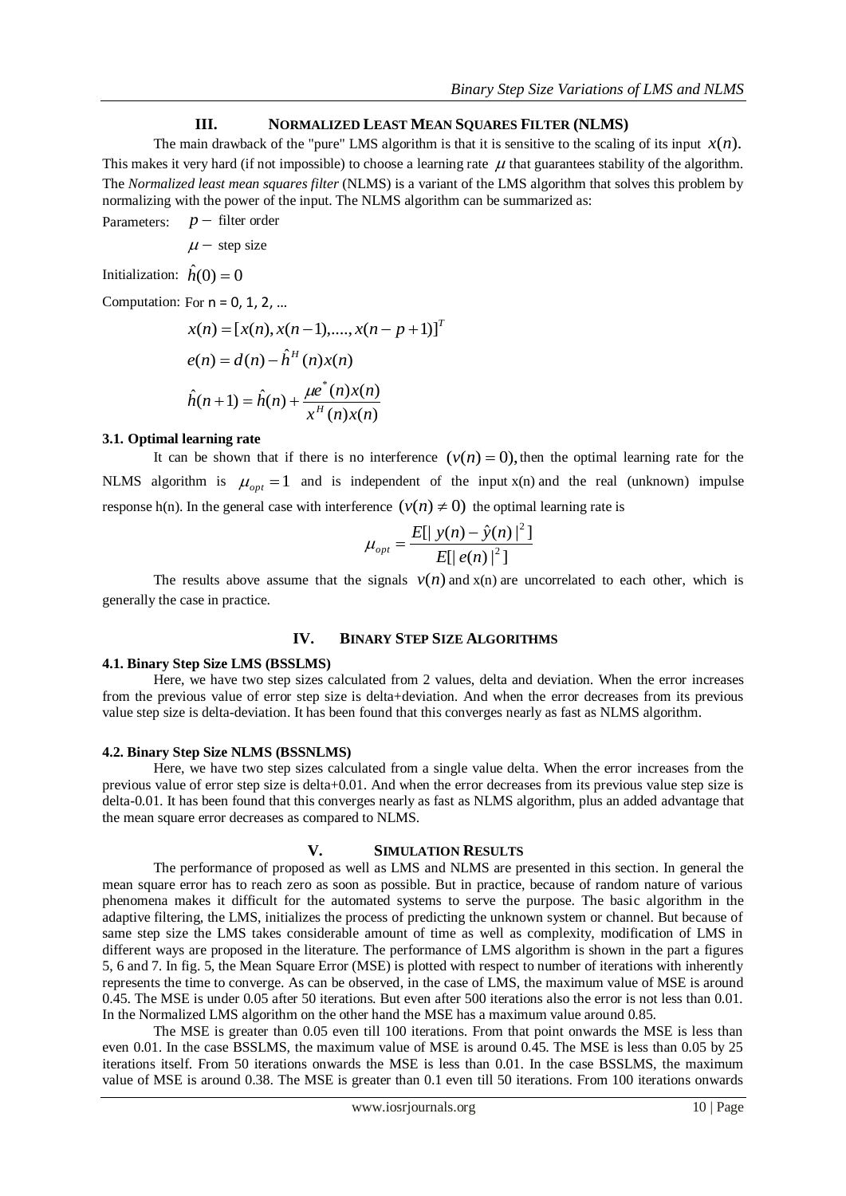## III. NORMALIZED LEAST MEAN SQUARES FILTER (NLMS)

The main drawback of the "pure" LMS algorithm is that it is sensitive to the scaling of its input $x(n)$. This makes it very hard (if not impossible) to choose a learning rate $\mu$ that guarantees stability of the algorithm. The *Normalized least mean squares filter* (NLMS) is a variant of the LMS algorithm that solves this problem by normalizing with the power of the input. The NLMS algorithm can be summarized as:

Parameters: $p-$ filter order

$\mu-$ step size

Initialization: $\hat{h}(0) = 0$

Computation: For n = 0, 1, 2, ...

$$x(n) = [x(n), x(n-1), ...., x(n-p+1)]^T$$

$$e(n) = d(n) - \hat{h}^H(n)x(n)$$

$$\hat{h}(n+1) = \hat{h}(n) + \frac{\mu e^*(n)x(n)}{x^H(n)x(n)}$$

### 3.1. Optimal learning rate

It can be shown that if there is no interference $(v(n) = 0)$, then the optimal learning rate for the NLMS algorithm is $\mu_{opt} = 1$ and is independent of the input x(n) and the real (unknown) impulse response h(n). In the general case with interference $(v(n) \neq 0)$ the optimal learning rate is

$$\mu_{opt} = \frac{E[|y(n) - \hat{y}(n)|^2]}{E[|e(n)|^2]}$$

The results above assume that the signals $v(n)$ and x(n) are uncorrelated to each other, which is generally the case in practice.

## IV. BINARY STEP SIZE ALGORITHMS

### 4.1. Binary Step Size LMS (BSSLMS)

Here, we have two step sizes calculated from 2 values, delta and deviation. When the error increases from the previous value of error step size is delta+deviation. And when the error decreases from its previous value step size is delta-deviation. It has been found that this converges nearly as fast as NLMS algorithm.

### 4.2. Binary Step Size NLMS (BSSNLMS)

Here, we have two step sizes calculated from a single value delta. When the error increases from the previous value of error step size is delta+0.01. And when the error decreases from its previous value step size is delta-0.01. It has been found that this converges nearly as fast as NLMS algorithm, plus an added advantage that the mean square error decreases as compared to NLMS.

## V. SIMULATION RESULTS

The performance of proposed as well as LMS and NLMS are presented in this section. In general the mean square error has to reach zero as soon as possible. But in practice, because of random nature of various phenomena makes it difficult for the automated systems to serve the purpose. The basic algorithm in the adaptive filtering, the LMS, initializes the process of predicting the unknown system or channel. But because of same step size the LMS takes considerable amount of time as well as complexity, modification of LMS in different ways are proposed in the literature. The performance of LMS algorithm is shown in the part a figures 5, 6 and 7. In fig. 5, the Mean Square Error (MSE) is plotted with respect to number of iterations with inherently represents the time to converge. As can be observed, in the case of LMS, the maximum value of MSE is around 0.45. The MSE is under 0.05 after 50 iterations. But even after 500 iterations also the error is not less than 0.01. In the Normalized LMS algorithm on the other hand the MSE has a maximum value around 0.85.

The MSE is greater than 0.05 even till 100 iterations. From that point onwards the MSE is less than even 0.01. In the case BSSLMS, the maximum value of MSE is around 0.45. The MSE is less than 0.05 by 25 iterations itself. From 50 iterations onwards the MSE is less than 0.01. In the case BSSLMS, the maximum value of MSE is around 0.38. The MSE is greater than 0.1 even till 50 iterations. From 100 iterations onwards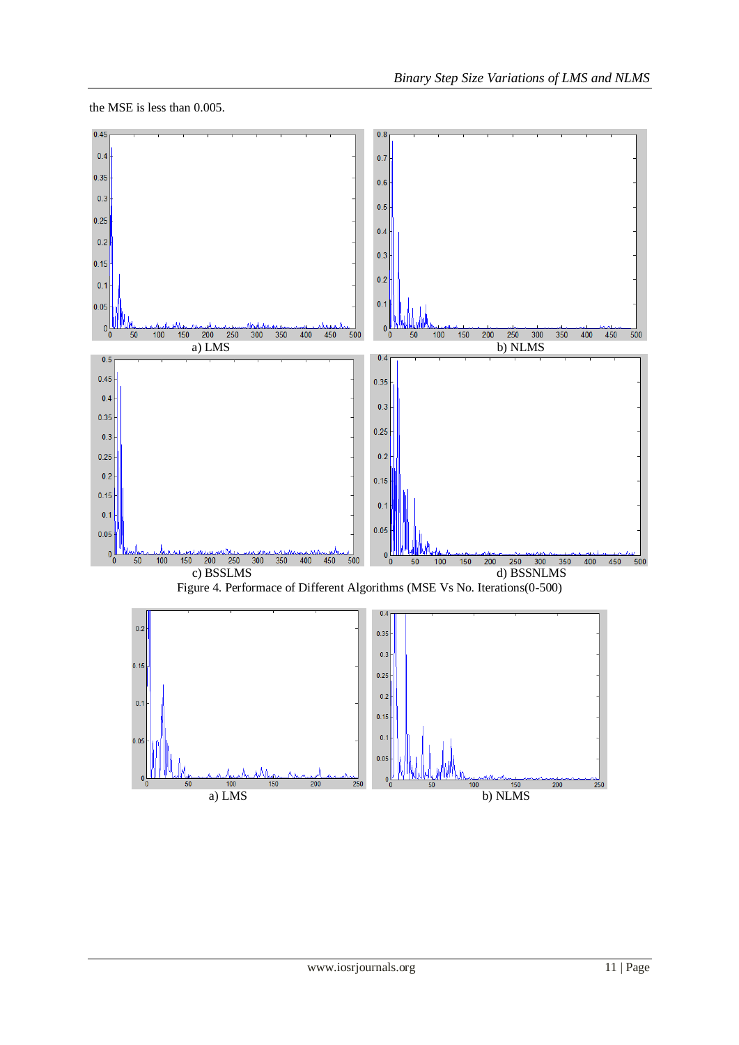the MSE is less than 0.005.

a) LMS

b) NLMS

c) BSSLMS

d) BSSNLMS

Figure 4. Performace of Different Algorithms (MSE Vs No. Iterations(0-500)

a) LMS

b) NLMS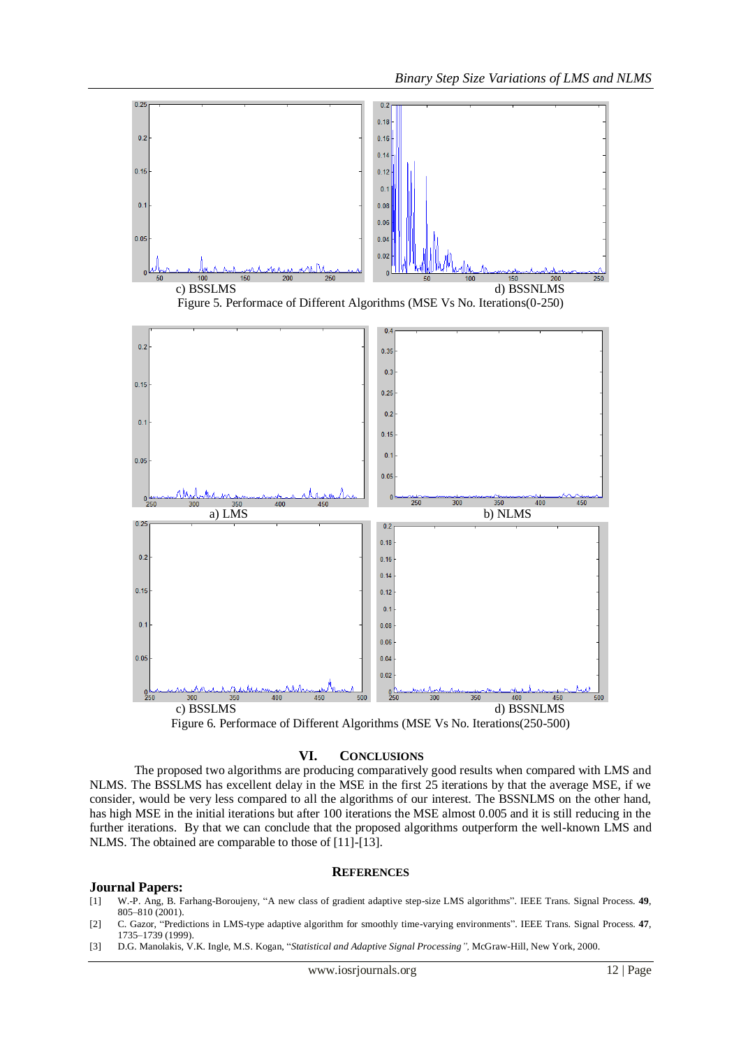c) BSSLMS d) BSSNLMS

Figure 5. Performace of Different Algorithms (MSE Vs No. Iterations(0-250)

a) LMS b) NLMS

c) BSSLMS d) BSSNLMS

Figure 6. Performace of Different Algorithms (MSE Vs No. Iterations(250-500)

## VI. CONCLUSIONS

The proposed two algorithms are producing comparatively good results when compared with LMS and NLMS. The BSSLMS has excellent delay in the MSE in the first 25 iterations by that the average MSE, if we consider, would be very less compared to all the algorithms of our interest. The BSSNLMS on the other hand, has high MSE in the initial iterations but after 100 iterations the MSE almost 0.005 and it is still reducing in the further iterations. By that we can conclude that the proposed algorithms outperform the well-known LMS and NLMS. The obtained are comparable to those of [11]-[13].

## REFERENCES

### Journal Papers:

[1] W.-P. Ang, B. Farhang-Boroujeny, "A new class of gradient adaptive step-size LMS algorithms". IEEE Trans. Signal Process. **49**, 805–810 (2001).

[2] C. Gazor, "Predictions in LMS-type adaptive algorithm for smoothly time-varying environments". IEEE Trans. Signal Process. **47**, 1735–1739 (1999).

[3] D.G. Manolakis, V.K. Ingle, M.S. Kogan, "*Statistical and Adaptive Signal Processing"*, McGraw-Hill, New York, 2000.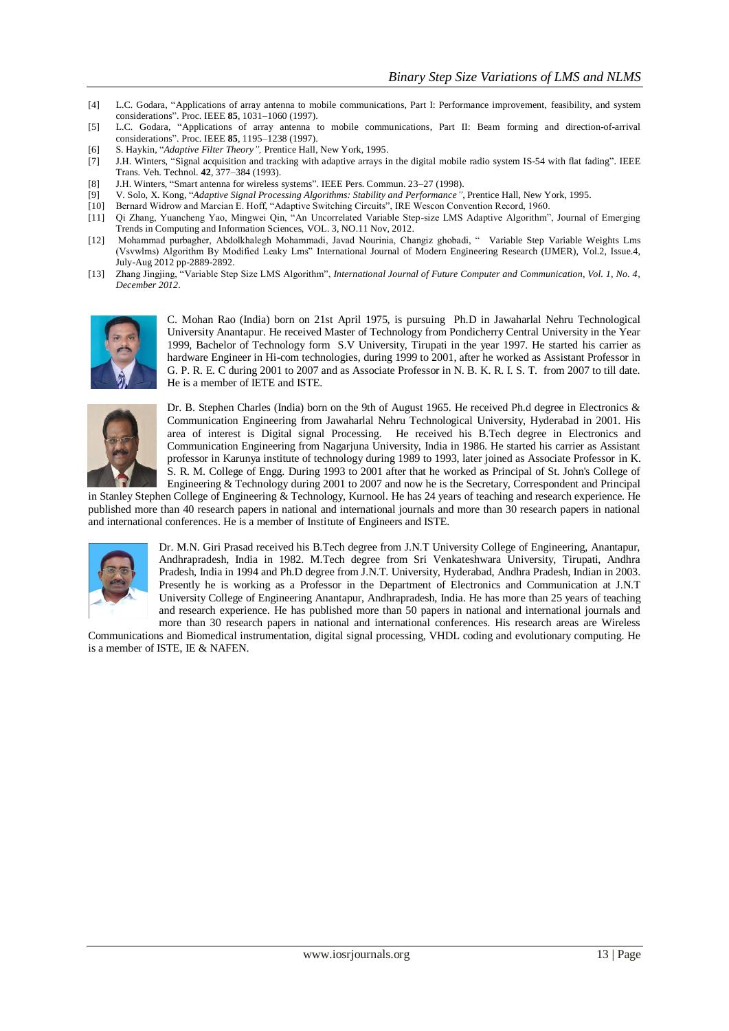[4] L.C. Godara, "Applications of array antenna to mobile communications, Part I: Performance improvement, feasibility, and system considerations". Proc. IEEE **85**, 1031–1060 (1997).

[5] L.C. Godara, "Applications of array antenna to mobile communications, Part II: Beam forming and direction-of-arrival considerations". Proc. IEEE **85**, 1195–1238 (1997).

[6] S. Haykin, "*Adaptive Filter Theory",* Prentice Hall, New York, 1995.

[7] J.H. Winters, "Signal acquisition and tracking with adaptive arrays in the digital mobile radio system IS-54 with flat fading". IEEE Trans. Veh. Technol. **42**, 377–384 (1993).

[8] J.H. Winters, "Smart antenna for wireless systems". IEEE Pers. Commun. 23–27 (1998).

[9] V. Solo, X. Kong, "*Adaptive Signal Processing Algorithms: Stability and Performance",* Prentice Hall, New York, 1995.

[10] Bernard Widrow and Marcian E. Hoff, "Adaptive Switching Circuits", IRE Wescon Convention Record, 1960.

[11] Qi Zhang, Yuancheng Yao, Mingwei Qin, "An Uncorrelated Variable Step-size LMS Adaptive Algorithm", Journal of Emerging Trends in Computing and Information Sciences, VOL. 3, NO.11 Nov, 2012.

[12] Mohammad purbagher, Abdolkhalegh Mohammadi, Javad Nourinia, Changiz ghobadi, " Variable Step Variable Weights Lms (Vsvwlms) Algorithm By Modified Leaky Lms" International Journal of Modern Engineering Research (IJMER), Vol.2, Issue.4, July-Aug 2012 pp-2889-2892.

[13] Zhang Jingjing, "Variable Step Size LMS Algorithm", *International Journal of Future Computer and Communication, Vol. 1, No. 4, December 2012*.

C. Mohan Rao (India) born on 21st April 1975, is pursuing Ph.D in Jawaharlal Nehru Technological University Anantapur. He received Master of Technology from Pondicherry Central University in the Year 1999, Bachelor of Technology form S.V University, Tirupati in the year 1997. He started his carrier as hardware Engineer in Hi-com technologies, during 1999 to 2001, after he worked as Assistant Professor in G. P. R. E. C during 2001 to 2007 and as Associate Professor in N. B. K. R. I. S. T. from 2007 to till date. He is a member of IETE and ISTE.

Dr. B. Stephen Charles (India) born on the 9th of August 1965. He received Ph.d degree in Electronics & Communication Engineering from Jawaharlal Nehru Technological University, Hyderabad in 2001. His area of interest is Digital signal Processing. He received his B.Tech degree in Electronics and Communication Engineering from Nagarjuna University, India in 1986. He started his carrier as Assistant professor in Karunya institute of technology during 1989 to 1993, later joined as Associate Professor in K. S. R. M. College of Engg. During 1993 to 2001 after that he worked as Principal of St. John's College of Engineering & Technology during 2001 to 2007 and now he is the Secretary, Correspondent and Principal in Stanley Stephen College of Engineering & Technology, Kurnool. He has 24 years of teaching and research experience. He published more than 40 research papers in national and international journals and more than 30 research papers in national and international conferences. He is a member of Institute of Engineers and ISTE.

Dr. M.N. Giri Prasad received his B.Tech degree from J.N.T University College of Engineering, Anantapur, Andhrapradesh, India in 1982. M.Tech degree from Sri Venkateshwara University, Tirupati, Andhra Pradesh, India in 1994 and Ph.D degree from J.N.T. University, Hyderabad, Andhra Pradesh, Indian in 2003. Presently he is working as a Professor in the Department of Electronics and Communication at J.N.T University College of Engineering Anantapur, Andhrapradesh, India. He has more than 25 years of teaching and research experience. He has published more than 50 papers in national and international journals and more than 30 research papers in national and international conferences. His research areas are Wireless Communications and Biomedical instrumentation, digital signal processing, VHDL coding and evolutionary computing. He is a member of ISTE, IE & NAFEN.